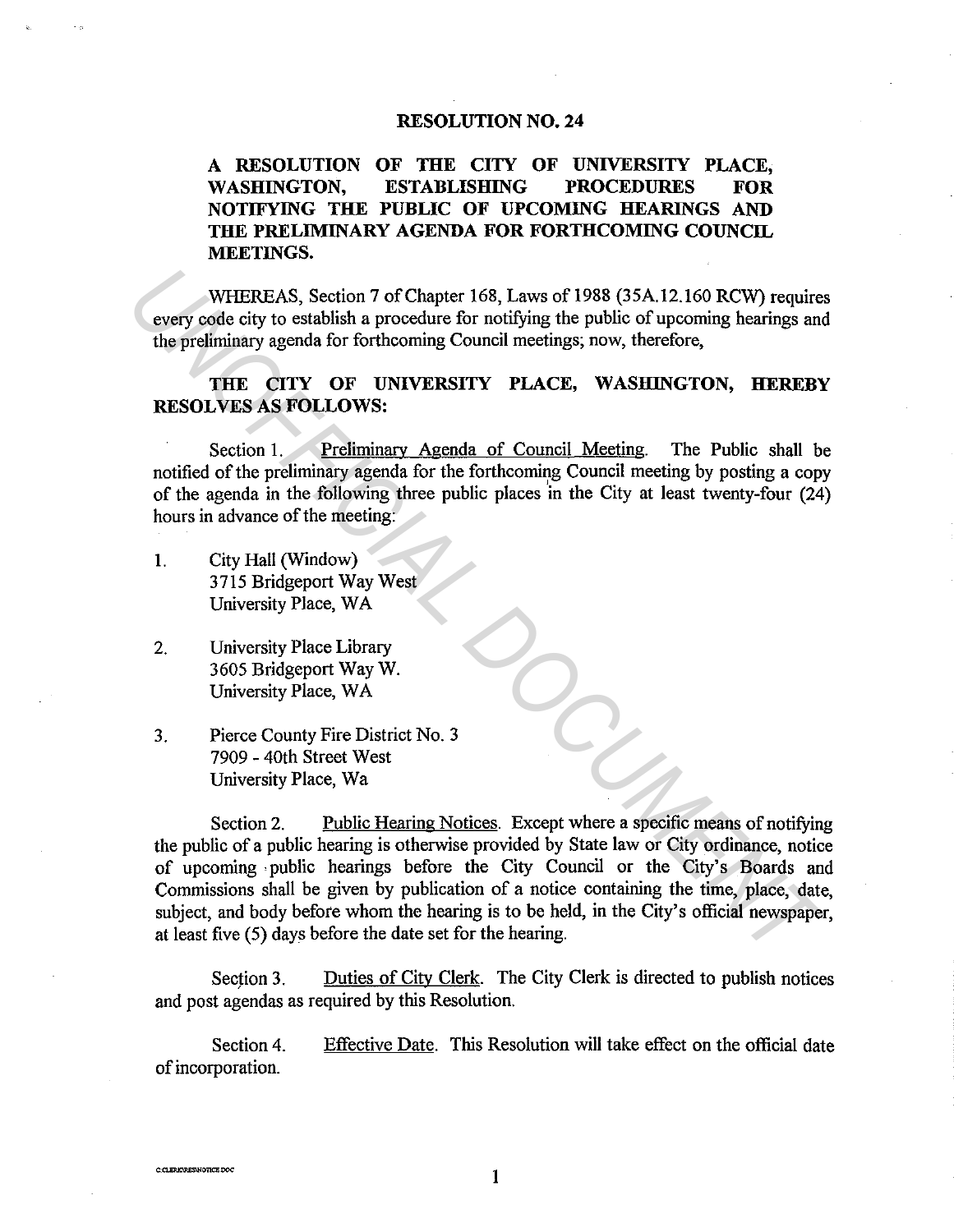# RESOLUTION NO. 24

**A RESOLUTION OF THE CITY OF UNIVERSITY PLACE, WASHINGTON, ESTABLISHING PROCEDURES FOR NOTIFYING THE PUBLIC OF UPCOMING HEARINGS AND THE PRELIMINARY AGENDA FOR FORTHCOMING COUNCIL MEETINGS.**

WHEREAS, Section 7 of Chapter 168, Laws of 1988 (35A.12.160 RCW) requires every code city to establish a procedure for notifying the public of upcoming hearings and the preliminary agenda for forthcoming Council meetings; now, therefore,

**THE CITY OF UNIVERSITY PLACE, WASHINGTON, HEREBY RESOLVES AS FOLLOWS:**

Section 1. Preliminary Agenda of Council Meeting. The Public shall be notified of the preliminary agenda for the forthcoming Council meeting by posting a copy of the agenda in the following three public places in the City at least twenty-four (24) hours in advance of the meeting:

1. City Hall (Window)
   3715 Bridgeport Way West
   University Place, WA

2. University Place Library
   3605 Bridgeport Way W.
   University Place, WA

3. Pierce County Fire District No. 3
   7909 - 40th Street West
   University Place, Wa

Section 2. Public Hearing Notices. Except where a specific means of notifying the public of a public hearing is otherwise provided by State law or City ordinance, notice of upcoming public hearings before the City Council or the City's Boards and Commissions shall be given by publication of a notice containing the time, place, date, subject, and body before whom the hearing is to be held, in the City's official newspaper, at least five (5) days before the date set for the hearing.

Section 3. Duties of City Clerk. The City Clerk is directed to publish notices and post agendas as required by this Resolution.

Section 4. Effective Date. This Resolution will take effect on the official date of incorporation.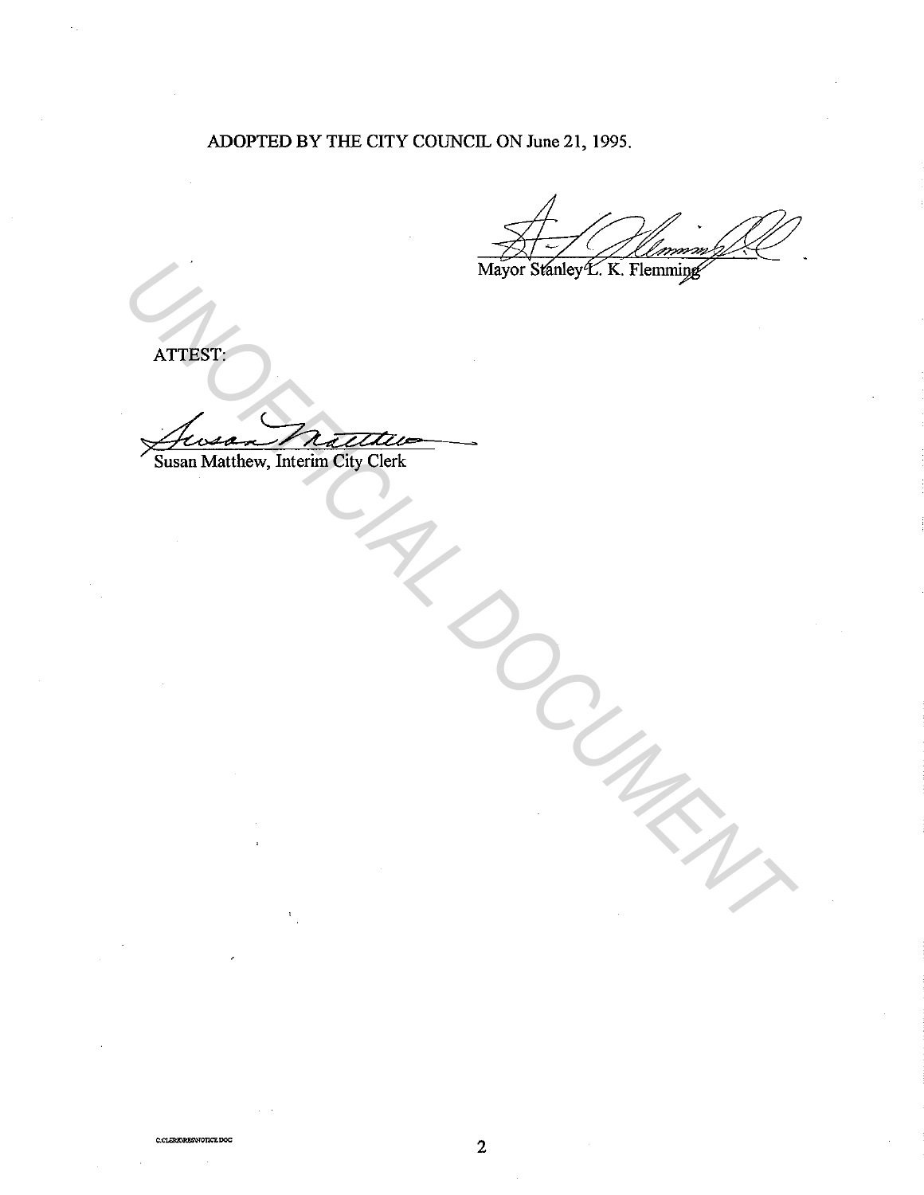ADOPTED BY THE CITY COUNCIL ON June 21, 1995.

Mayor Stanley L. K. Flemming

ATTEST:

Susan Matthew, Interim City Clerk

C:CLERK\RES\NOTICE.DOC